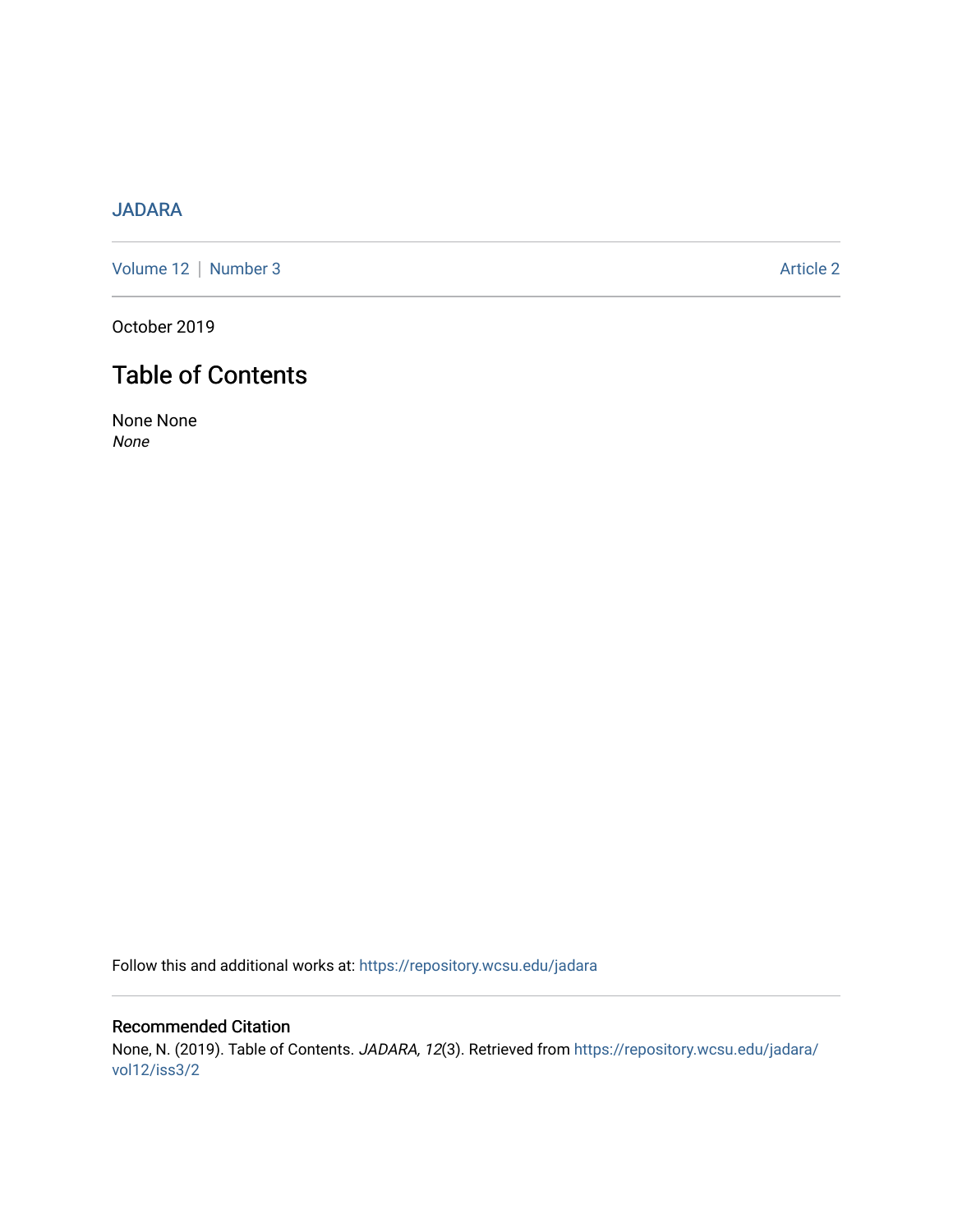JADARA

Volume 12 | Number 3 Article 2

October 2019

# Table of Contents

None None
*None*

Follow this and additional works at: https://repository.wcsu.edu/jadara

## Recommended Citation

None, N. (2019). Table of Contents. *JADARA, 12*(3). Retrieved from https://repository.wcsu.edu/jadara/vol12/iss3/2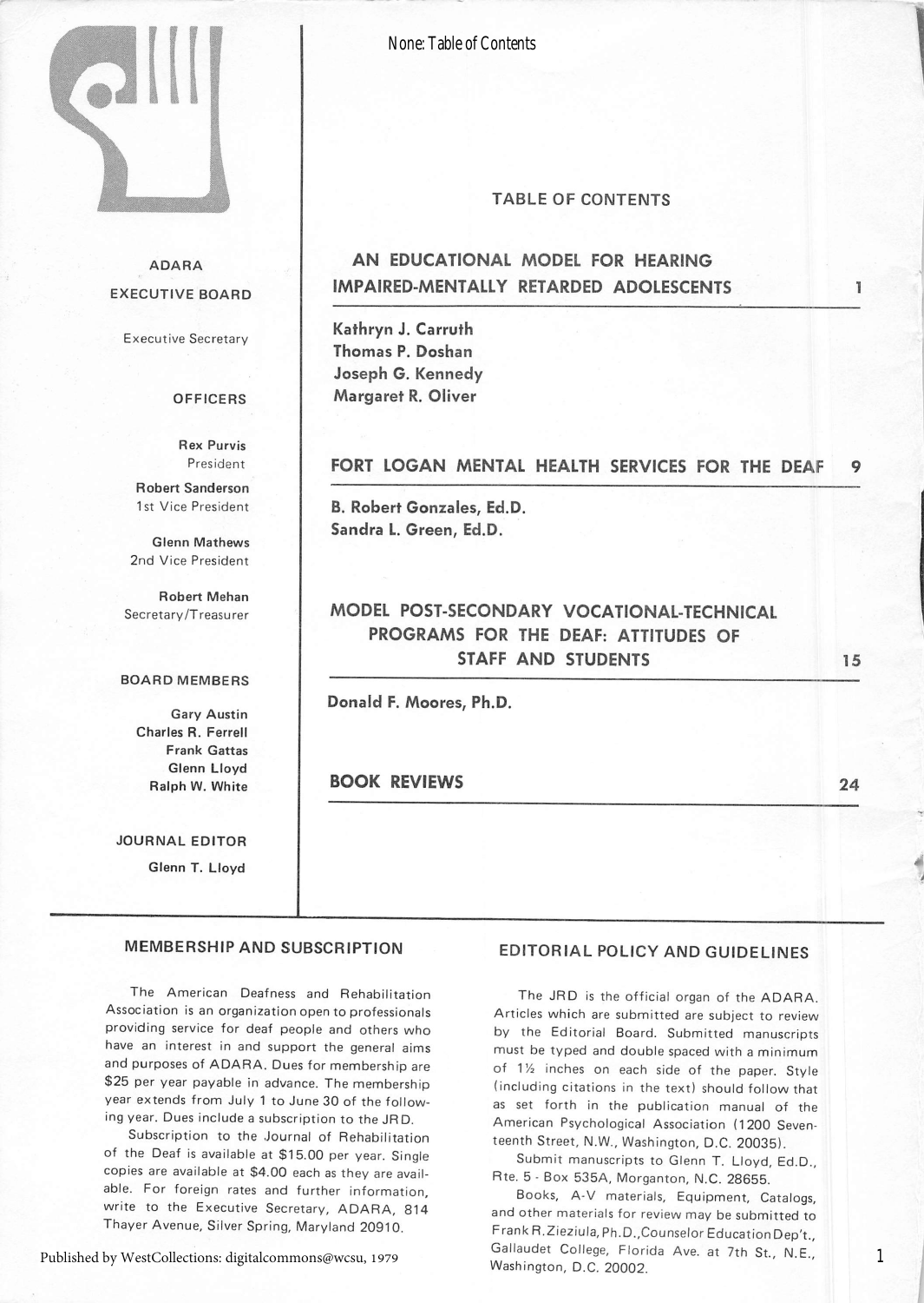None: Table of Contents

ADARA

EXECUTIVE BOARD

Executive Secretary

OFFICERS

**Rex Purvis**
President

**Robert Sanderson**
1st Vice President

**Glenn Mathews**
2nd Vice President

**Robert Mehan**
Secretary/Treasurer

BOARD MEMBERS

**Gary Austin**
**Charles R. Ferrell**
**Frank Gattas**
**Glenn Lloyd**
**Ralph W. White**

JOURNAL EDITOR

**Glenn T. Lloyd**

# TABLE OF CONTENTS

## AN EDUCATIONAL MODEL FOR HEARING IMPAIRED-MENTALLY RETARDED ADOLESCENTS — 1

**Kathryn J. Carruth**
**Thomas P. Doshan**
**Joseph G. Kennedy**
**Margaret R. Oliver**

## FORT LOGAN MENTAL HEALTH SERVICES FOR THE DEAF — 9

**B. Robert Gonzales, Ed.D.**
**Sandra L. Green, Ed.D.**

## MODEL POST-SECONDARY VOCATIONAL-TECHNICAL PROGRAMS FOR THE DEAF: ATTITUDES OF STAFF AND STUDENTS — 15

**Donald F. Moores, Ph.D.**

## BOOK REVIEWS — 24

## MEMBERSHIP AND SUBSCRIPTION

The American Deafness and Rehabilitation Association is an organization open to professionals providing service for deaf people and others who have an interest in and support the general aims and purposes of ADARA. Dues for membership are $25 per year payable in advance. The membership year extends from July 1 to June 30 of the following year. Dues include a subscription to the JRD.

Subscription to the Journal of Rehabilitation of the Deaf is available at $15.00 per year. Single copies are available at $4.00 each as they are available. For foreign rates and further information, write to the Executive Secretary, ADARA, 814 Thayer Avenue, Silver Spring, Maryland 20910.

## EDITORIAL POLICY AND GUIDELINES

The JRD is the official organ of the ADARA. Articles which are submitted are subject to review by the Editorial Board. Submitted manuscripts must be typed and double spaced with a minimum of 1½ inches on each side of the paper. Style (including citations in the text) should follow that as set forth in the publication manual of the American Psychological Association (1200 Seventeenth Street, N.W., Washington, D.C. 20035).

Submit manuscripts to Glenn T. Lloyd, Ed.D., Rte. 5 - Box 535A, Morganton, N.C. 28655.

Books, A-V materials, Equipment, Catalogs, and other materials for review may be submitted to Frank R. Zieziula, Ph.D., Counselor Education Dep't., Gallaudet College, Florida Ave. at 7th St., N.E., Washington, D.C. 20002.

Published by WestCollections: digitalcommons@wcsu, 1979